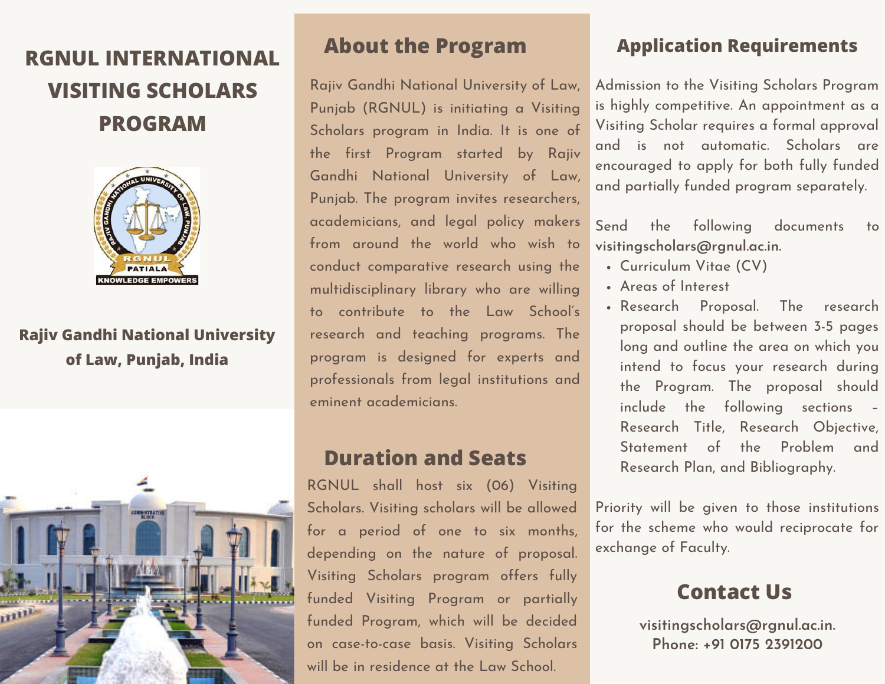# RGNUL INTERNATIONAL VISITING SCHOLARS PROGRAM

**Rajiv Gandhi National University of Law, Punjab, India**

## About the Program

Rajiv Gandhi National University of Law, Punjab (RGNUL) is initiating a Visiting Scholars program in India. It is one of the first Program started by Rajiv Gandhi National University of Law, Punjab. The program invites researchers, academicians, and legal policy makers from around the world who wish to conduct comparative research using the multidisciplinary library who are willing to contribute to the Law School's research and teaching programs. The program is designed for experts and professionals from legal institutions and eminent academicians.

## Duration and Seats

RGNUL shall host six (06) Visiting Scholars. Visiting scholars will be allowed for a period of one to six months, depending on the nature of proposal. Visiting Scholars program offers fully funded Visiting Program or partially funded Program, which will be decided on case-to-case basis. Visiting Scholars will be in residence at the Law School.

## Application Requirements

Admission to the Visiting Scholars Program is highly competitive. An appointment as a Visiting Scholar requires a formal approval and is not automatic. Scholars are encouraged to apply for both fully funded and partially funded program separately.

Send the following documents to **visitingscholars@rgnul.ac.in.**

- Curriculum Vitae (CV)
- Areas of Interest
- Research Proposal. The research proposal should be between 3-5 pages long and outline the area on which you intend to focus your research during the Program. The proposal should include the following sections – Research Title, Research Objective, Statement of the Problem and Research Plan, and Bibliography.

Priority will be given to those institutions for the scheme who would reciprocate for exchange of Faculty.

## Contact Us

**visitingscholars@rgnul.ac.in.**
**Phone: +91 0175 2391200**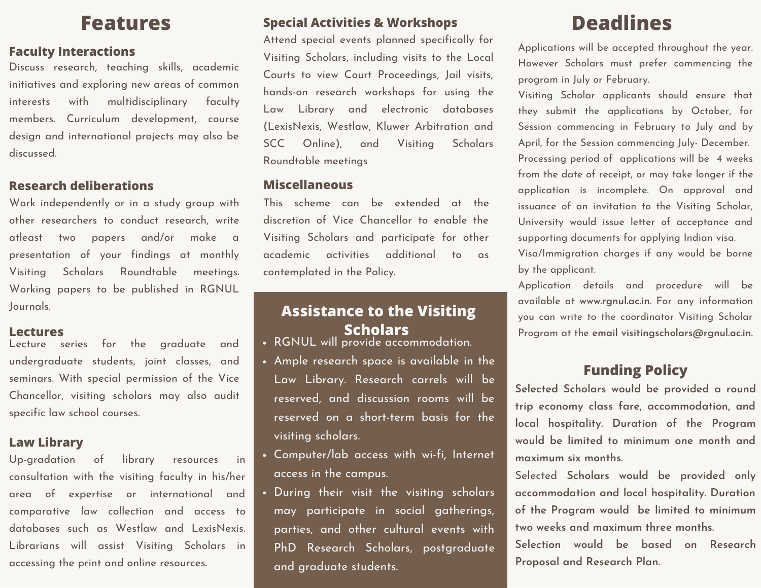# Features

### Faculty Interactions

Discuss research, teaching skills, academic initiatives and exploring new areas of common interests with multidisciplinary faculty members. Curriculum development, course design and international projects may also be discussed.

### Research deliberations

Work independently or in a study group with other researchers to conduct research, write atleast two papers and/or make a presentation of your findings at monthly Visiting Scholars Roundtable meetings. Working papers to be published in RGNUL Journals.

### Lectures

Lecture series for the graduate and undergraduate students, joint classes, and seminars. With special permission of the Vice Chancellor, visiting scholars may also audit specific law school courses.

### Law Library

Up-gradation of library resources in consultation with the visiting faculty in his/her area of expertise or international and comparative law collection and access to databases such as Westlaw and LexisNexis. Librarians will assist Visiting Scholars in accessing the print and online resources.

### Special Activities & Workshops

Attend special events planned specifically for Visiting Scholars, including visits to the Local Courts to view Court Proceedings, Jail visits, hands-on research workshops for using the Law Library and electronic databases (LexisNexis, Westlaw, Kluwer Arbitration and SCC Online), and Visiting Scholars Roundtable meetings

### Miscellaneous

This scheme can be extended at the discretion of Vice Chancellor to enable the Visiting Scholars and participate for other academic activities additional to as contemplated in the Policy.

## Assistance to the Visiting Scholars

- RGNUL will provide accommodation.
- Ample research space is available in the Law Library. Research carrels will be reserved, and discussion rooms will be reserved on a short-term basis for the visiting scholars.
- Computer/lab access with wi-fi, Internet access in the campus.
- During their visit the visiting scholars may participate in social gatherings, parties, and other cultural events with PhD Research Scholars, postgraduate and graduate students.

# Deadlines

Applications will be accepted throughout the year. However Scholars must prefer commencing the program in July or February.

Visiting Scholar applicants should ensure that they submit the applications by October, for Session commencing in February to July and by April, for the Session commencing July- December.

Processing period of applications will be 4 weeks from the date of receipt, or may take longer if the application is incomplete. On approval and issuance of an invitation to the Visiting Scholar, University would issue letter of acceptance and supporting documents for applying Indian visa.

Visa/Immigration charges if any would be borne by the applicant.

Application details and procedure will be available at **www.rgnul.ac.in**. For any information you can write to the coordinator Visiting Scholar Program at the **email visitingscholars@rgnul.ac.in**.

## Funding Policy

**Selected Scholars would be provided a round trip economy class fare, accommodation, and local hospitality. Duration of the Program would be limited to minimum one month and maximum six months.**

Selected **Scholars would be provided only accommodation and local hospitality. Duration of the Program would be limited to minimum two weeks and maximum three months.**

**Selection would be based on Research Proposal and Research Plan.**